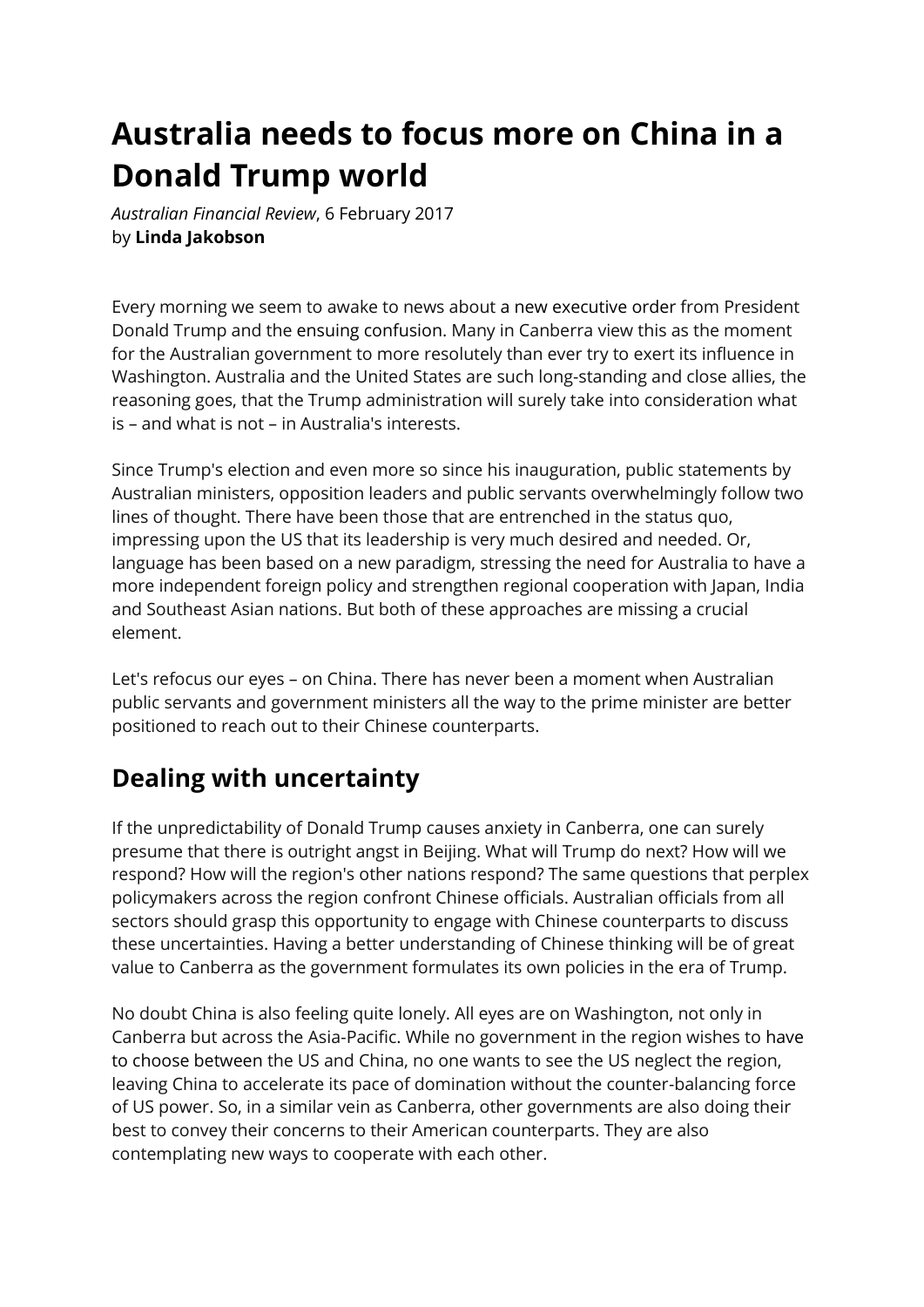# Australia needs to focus more on China in a Donald Trump world

*Australian Financial Review*, 6 February 2017
by **Linda Jakobson**

Every morning we seem to awake to news about a new executive order from President Donald Trump and the ensuing confusion. Many in Canberra view this as the moment for the Australian government to more resolutely than ever try to exert its influence in Washington. Australia and the United States are such long-standing and close allies, the reasoning goes, that the Trump administration will surely take into consideration what is – and what is not – in Australia's interests.

Since Trump's election and even more so since his inauguration, public statements by Australian ministers, opposition leaders and public servants overwhelmingly follow two lines of thought. There have been those that are entrenched in the status quo, impressing upon the US that its leadership is very much desired and needed. Or, language has been based on a new paradigm, stressing the need for Australia to have a more independent foreign policy and strengthen regional cooperation with Japan, India and Southeast Asian nations. But both of these approaches are missing a crucial element.

Let's refocus our eyes – on China. There has never been a moment when Australian public servants and government ministers all the way to the prime minister are better positioned to reach out to their Chinese counterparts.

## Dealing with uncertainty

If the unpredictability of Donald Trump causes anxiety in Canberra, one can surely presume that there is outright angst in Beijing. What will Trump do next? How will we respond? How will the region's other nations respond? The same questions that perplex policymakers across the region confront Chinese officials. Australian officials from all sectors should grasp this opportunity to engage with Chinese counterparts to discuss these uncertainties. Having a better understanding of Chinese thinking will be of great value to Canberra as the government formulates its own policies in the era of Trump.

No doubt China is also feeling quite lonely. All eyes are on Washington, not only in Canberra but across the Asia-Pacific. While no government in the region wishes to have to choose between the US and China, no one wants to see the US neglect the region, leaving China to accelerate its pace of domination without the counter-balancing force of US power. So, in a similar vein as Canberra, other governments are also doing their best to convey their concerns to their American counterparts. They are also contemplating new ways to cooperate with each other.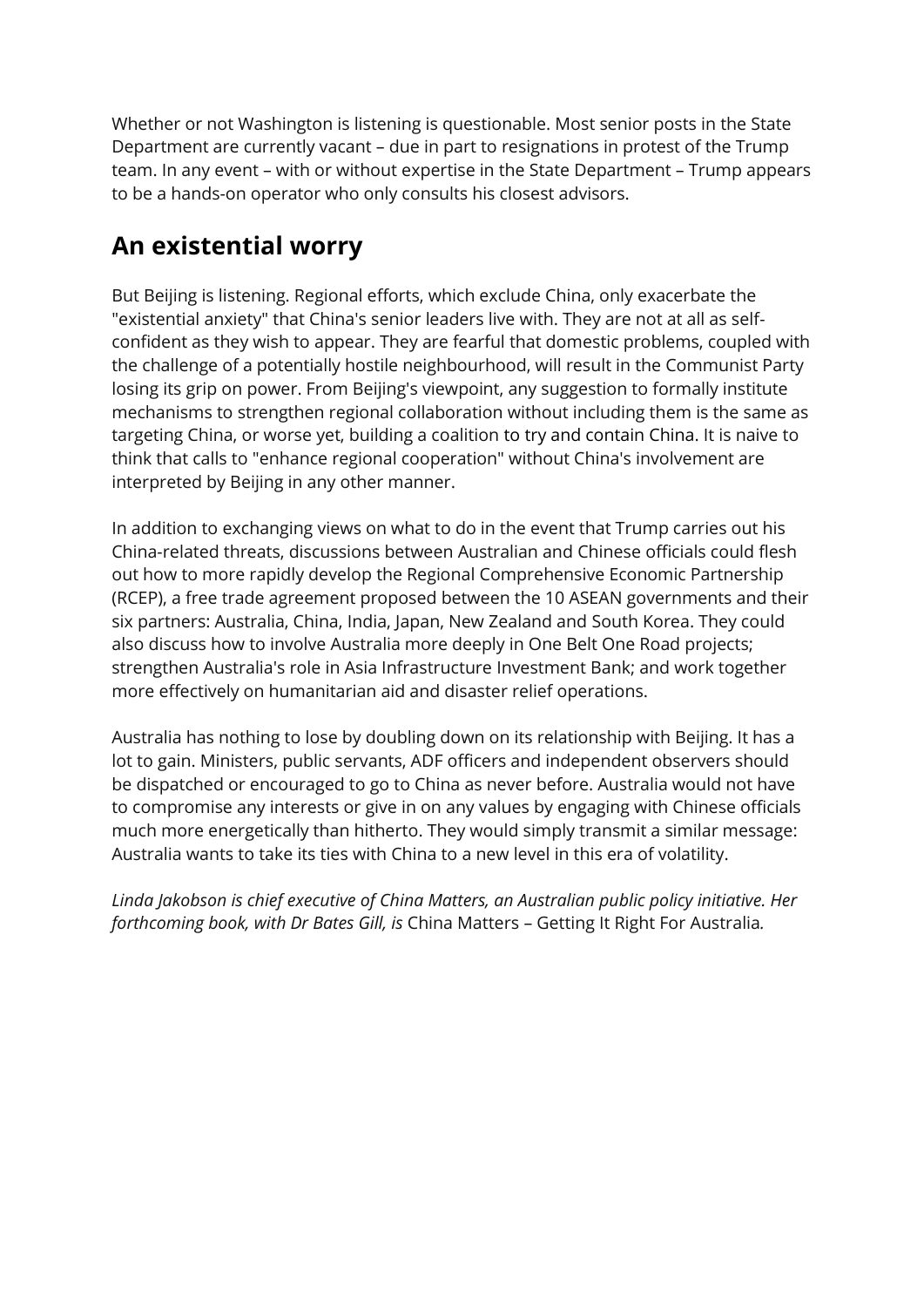Whether or not Washington is listening is questionable. Most senior posts in the State Department are currently vacant – due in part to resignations in protest of the Trump team. In any event – with or without expertise in the State Department – Trump appears to be a hands-on operator who only consults his closest advisors.

## An existential worry

But Beijing is listening. Regional efforts, which exclude China, only exacerbate the "existential anxiety" that China's senior leaders live with. They are not at all as self-confident as they wish to appear. They are fearful that domestic problems, coupled with the challenge of a potentially hostile neighbourhood, will result in the Communist Party losing its grip on power. From Beijing's viewpoint, any suggestion to formally institute mechanisms to strengthen regional collaboration without including them is the same as targeting China, or worse yet, building a coalition to try and contain China. It is naive to think that calls to "enhance regional cooperation" without China's involvement are interpreted by Beijing in any other manner.

In addition to exchanging views on what to do in the event that Trump carries out his China-related threats, discussions between Australian and Chinese officials could flesh out how to more rapidly develop the Regional Comprehensive Economic Partnership (RCEP), a free trade agreement proposed between the 10 ASEAN governments and their six partners: Australia, China, India, Japan, New Zealand and South Korea. They could also discuss how to involve Australia more deeply in One Belt One Road projects; strengthen Australia's role in Asia Infrastructure Investment Bank; and work together more effectively on humanitarian aid and disaster relief operations.

Australia has nothing to lose by doubling down on its relationship with Beijing. It has a lot to gain. Ministers, public servants, ADF officers and independent observers should be dispatched or encouraged to go to China as never before. Australia would not have to compromise any interests or give in on any values by engaging with Chinese officials much more energetically than hitherto. They would simply transmit a similar message: Australia wants to take its ties with China to a new level in this era of volatility.

*Linda Jakobson is chief executive of China Matters, an Australian public policy initiative. Her forthcoming book, with Dr Bates Gill, is* China Matters – Getting It Right For Australia*.*